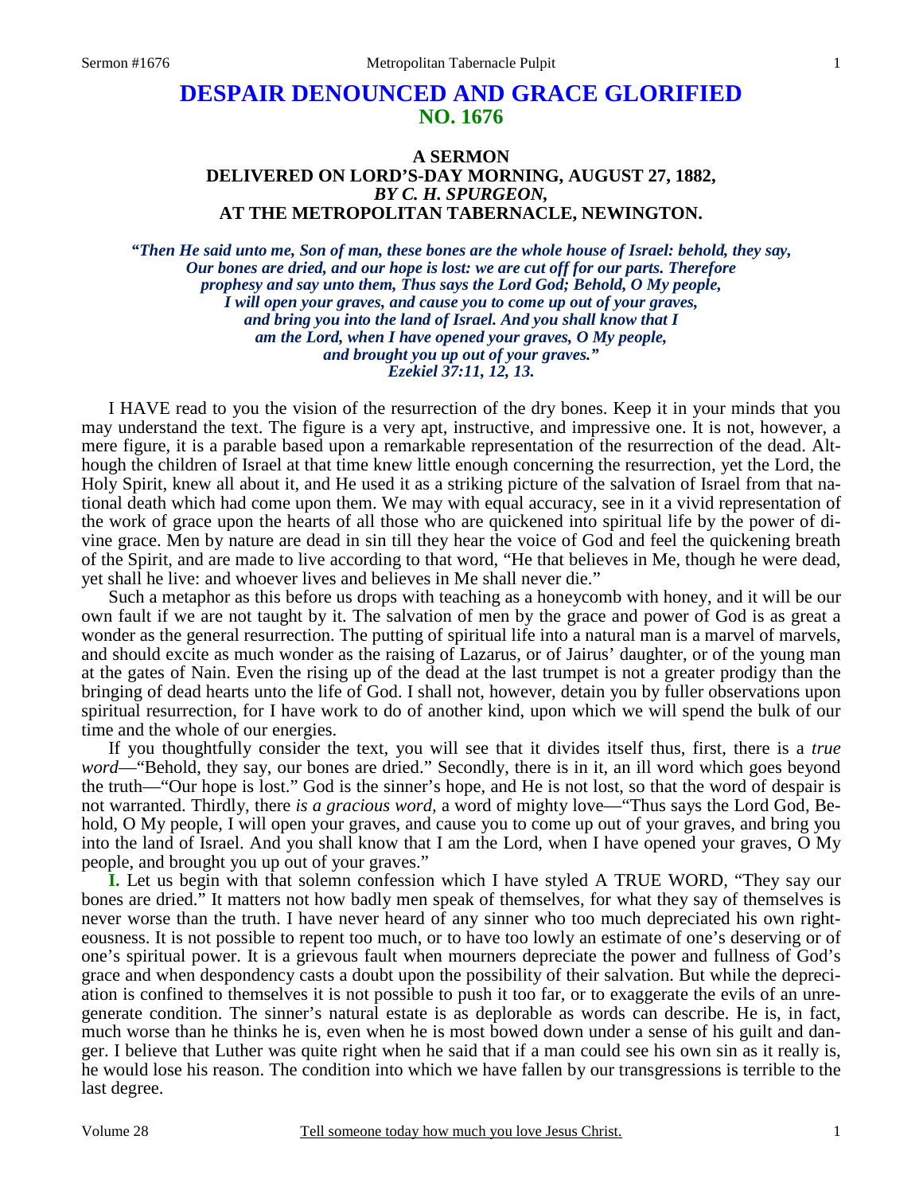# DESPAIR DENOUNCED AND GRACE GLORIFIED
## NO. 1676

### A SERMON
### DELIVERED ON LORD'S-DAY MORNING, AUGUST 27, 1882,
### *BY C. H. SPURGEON,*
### AT THE METROPOLITAN TABERNACLE, NEWINGTON.

***"Then He said unto me, Son of man, these bones are the whole house of Israel: behold, they say, Our bones are dried, and our hope is lost: we are cut off for our parts. Therefore prophesy and say unto them, Thus says the Lord God; Behold, O My people, I will open your graves, and cause you to come up out of your graves, and bring you into the land of Israel. And you shall know that I am the Lord, when I have opened your graves, O My people, and brought you up out of your graves." Ezekiel 37:11, 12, 13.***

I HAVE read to you the vision of the resurrection of the dry bones. Keep it in your minds that you may understand the text. The figure is a very apt, instructive, and impressive one. It is not, however, a mere figure, it is a parable based upon a remarkable representation of the resurrection of the dead. Although the children of Israel at that time knew little enough concerning the resurrection, yet the Lord, the Holy Spirit, knew all about it, and He used it as a striking picture of the salvation of Israel from that national death which had come upon them. We may with equal accuracy, see in it a vivid representation of the work of grace upon the hearts of all those who are quickened into spiritual life by the power of divine grace. Men by nature are dead in sin till they hear the voice of God and feel the quickening breath of the Spirit, and are made to live according to that word, "He that believes in Me, though he were dead, yet shall he live: and whoever lives and believes in Me shall never die."

Such a metaphor as this before us drops with teaching as a honeycomb with honey, and it will be our own fault if we are not taught by it. The salvation of men by the grace and power of God is as great a wonder as the general resurrection. The putting of spiritual life into a natural man is a marvel of marvels, and should excite as much wonder as the raising of Lazarus, or of Jairus' daughter, or of the young man at the gates of Nain. Even the rising up of the dead at the last trumpet is not a greater prodigy than the bringing of dead hearts unto the life of God. I shall not, however, detain you by fuller observations upon spiritual resurrection, for I have work to do of another kind, upon which we will spend the bulk of our time and the whole of our energies.

If you thoughtfully consider the text, you will see that it divides itself thus, first, there is a *true word*—"Behold, they say, our bones are dried." Secondly, there is in it, an ill word which goes beyond the truth—"Our hope is lost." God is the sinner's hope, and He is not lost, so that the word of despair is not warranted. Thirdly, there *is a gracious word,* a word of mighty love—"Thus says the Lord God, Behold, O My people, I will open your graves, and cause you to come up out of your graves, and bring you into the land of Israel. And you shall know that I am the Lord, when I have opened your graves, O My people, and brought you up out of your graves."

**I.** Let us begin with that solemn confession which I have styled A TRUE WORD, "They say our bones are dried." It matters not how badly men speak of themselves, for what they say of themselves is never worse than the truth. I have never heard of any sinner who too much depreciated his own righteousness. It is not possible to repent too much, or to have too lowly an estimate of one's deserving or of one's spiritual power. It is a grievous fault when mourners depreciate the power and fullness of God's grace and when despondency casts a doubt upon the possibility of their salvation. But while the depreciation is confined to themselves it is not possible to push it too far, or to exaggerate the evils of an unregenerate condition. The sinner's natural estate is as deplorable as words can describe. He is, in fact, much worse than he thinks he is, even when he is most bowed down under a sense of his guilt and danger. I believe that Luther was quite right when he said that if a man could see his own sin as it really is, he would lose his reason. The condition into which we have fallen by our transgressions is terrible to the last degree.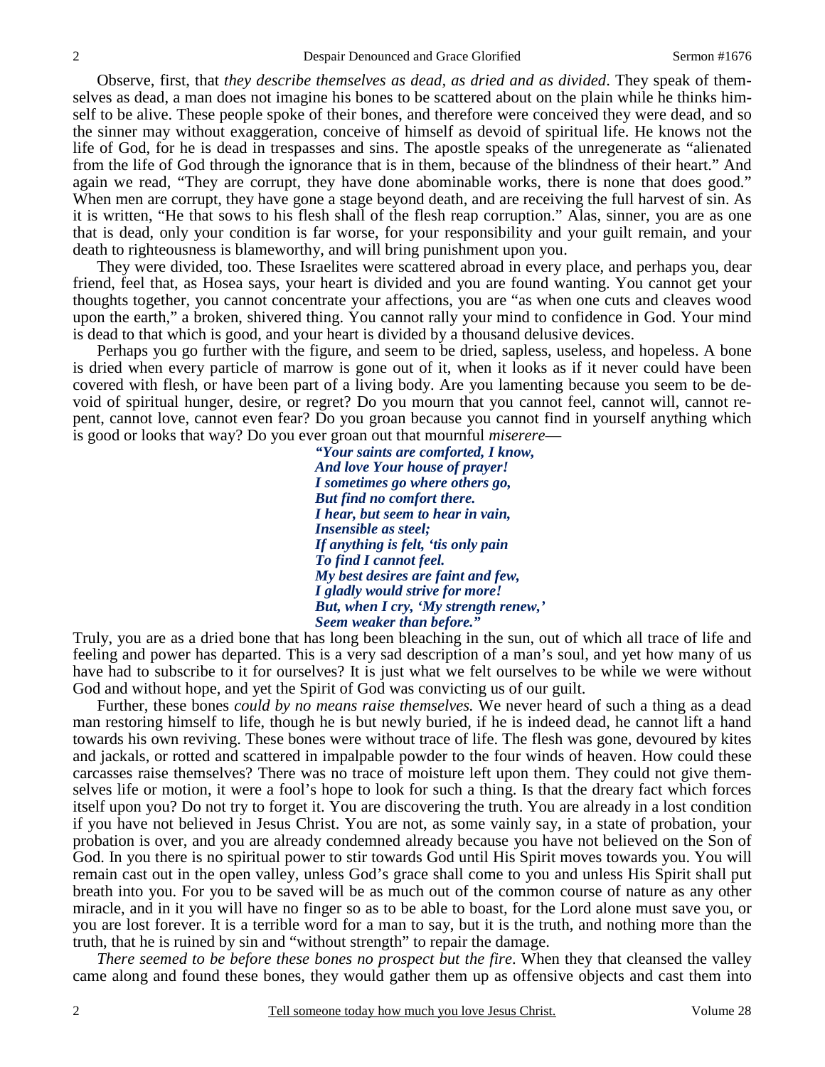Observe, first, that *they describe themselves as dead, as dried and as divided*. They speak of themselves as dead, a man does not imagine his bones to be scattered about on the plain while he thinks himself to be alive. These people spoke of their bones, and therefore were conceived they were dead, and so the sinner may without exaggeration, conceive of himself as devoid of spiritual life. He knows not the life of God, for he is dead in trespasses and sins. The apostle speaks of the unregenerate as "alienated from the life of God through the ignorance that is in them, because of the blindness of their heart." And again we read, "They are corrupt, they have done abominable works, there is none that does good." When men are corrupt, they have gone a stage beyond death, and are receiving the full harvest of sin. As it is written, "He that sows to his flesh shall of the flesh reap corruption." Alas, sinner, you are as one that is dead, only your condition is far worse, for your responsibility and your guilt remain, and your death to righteousness is blameworthy, and will bring punishment upon you.

They were divided, too. These Israelites were scattered abroad in every place, and perhaps you, dear friend, feel that, as Hosea says, your heart is divided and you are found wanting. You cannot get your thoughts together, you cannot concentrate your affections, you are "as when one cuts and cleaves wood upon the earth," a broken, shivered thing. You cannot rally your mind to confidence in God. Your mind is dead to that which is good, and your heart is divided by a thousand delusive devices.

Perhaps you go further with the figure, and seem to be dried, sapless, useless, and hopeless. A bone is dried when every particle of marrow is gone out of it, when it looks as if it never could have been covered with flesh, or have been part of a living body. Are you lamenting because you seem to be devoid of spiritual hunger, desire, or regret? Do you mourn that you cannot feel, cannot will, cannot repent, cannot love, cannot even fear? Do you groan because you cannot find in yourself anything which is good or looks that way? Do you ever groan out that mournful *miserere*—

> ***"Your saints are comforted, I know,***
> ***And love Your house of prayer!***
> ***I sometimes go where others go,***
> ***But find no comfort there.***
> ***I hear, but seem to hear in vain,***
> ***Insensible as steel;***
> ***If anything is felt, 'tis only pain***
> ***To find I cannot feel.***
> ***My best desires are faint and few,***
> ***I gladly would strive for more!***
> ***But, when I cry, 'My strength renew,'***
> ***Seem weaker than before."***

Truly, you are as a dried bone that has long been bleaching in the sun, out of which all trace of life and feeling and power has departed. This is a very sad description of a man's soul, and yet how many of us have had to subscribe to it for ourselves? It is just what we felt ourselves to be while we were without God and without hope, and yet the Spirit of God was convicting us of our guilt.

Further, these bones *could by no means raise themselves.* We never heard of such a thing as a dead man restoring himself to life, though he is but newly buried, if he is indeed dead, he cannot lift a hand towards his own reviving. These bones were without trace of life. The flesh was gone, devoured by kites and jackals, or rotted and scattered in impalpable powder to the four winds of heaven. How could these carcasses raise themselves? There was no trace of moisture left upon them. They could not give themselves life or motion, it were a fool's hope to look for such a thing. Is that the dreary fact which forces itself upon you? Do not try to forget it. You are discovering the truth. You are already in a lost condition if you have not believed in Jesus Christ. You are not, as some vainly say, in a state of probation, your probation is over, and you are already condemned already because you have not believed on the Son of God. In you there is no spiritual power to stir towards God until His Spirit moves towards you. You will remain cast out in the open valley, unless God's grace shall come to you and unless His Spirit shall put breath into you. For you to be saved will be as much out of the common course of nature as any other miracle, and in it you will have no finger so as to be able to boast, for the Lord alone must save you, or you are lost forever. It is a terrible word for a man to say, but it is the truth, and nothing more than the truth, that he is ruined by sin and "without strength" to repair the damage.

*There seemed to be before these bones no prospect but the fire*. When they that cleansed the valley came along and found these bones, they would gather them up as offensive objects and cast them into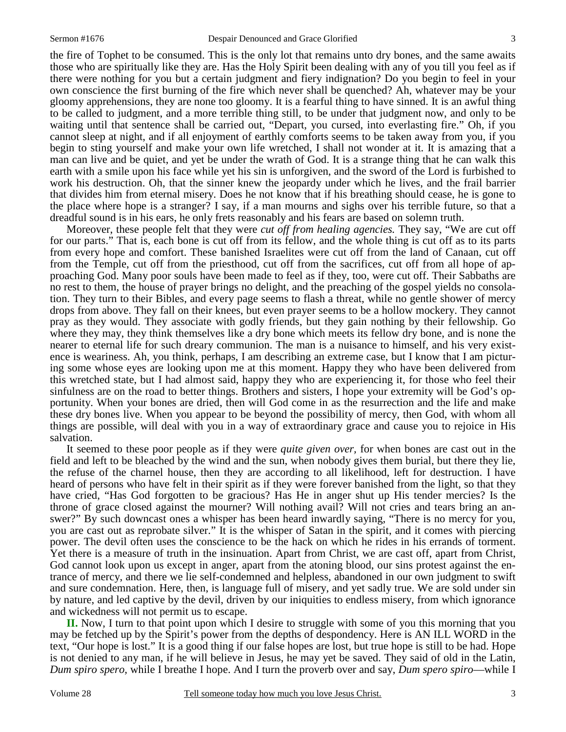the fire of Tophet to be consumed. This is the only lot that remains unto dry bones, and the same awaits those who are spiritually like they are. Has the Holy Spirit been dealing with any of you till you feel as if there were nothing for you but a certain judgment and fiery indignation? Do you begin to feel in your own conscience the first burning of the fire which never shall be quenched? Ah, whatever may be your gloomy apprehensions, they are none too gloomy. It is a fearful thing to have sinned. It is an awful thing to be called to judgment, and a more terrible thing still, to be under that judgment now, and only to be waiting until that sentence shall be carried out, "Depart, you cursed, into everlasting fire." Oh, if you cannot sleep at night, and if all enjoyment of earthly comforts seems to be taken away from you, if you begin to sting yourself and make your own life wretched, I shall not wonder at it. It is amazing that a man can live and be quiet, and yet be under the wrath of God. It is a strange thing that he can walk this earth with a smile upon his face while yet his sin is unforgiven, and the sword of the Lord is furbished to work his destruction. Oh, that the sinner knew the jeopardy under which he lives, and the frail barrier that divides him from eternal misery. Does he not know that if his breathing should cease, he is gone to the place where hope is a stranger? I say, if a man mourns and sighs over his terrible future, so that a dreadful sound is in his ears, he only frets reasonably and his fears are based on solemn truth.

Moreover, these people felt that they were *cut off from healing agencies.* They say, "We are cut off for our parts." That is, each bone is cut off from its fellow, and the whole thing is cut off as to its parts from every hope and comfort. These banished Israelites were cut off from the land of Canaan, cut off from the Temple, cut off from the priesthood, cut off from the sacrifices, cut off from all hope of approaching God. Many poor souls have been made to feel as if they, too, were cut off. Their Sabbaths are no rest to them, the house of prayer brings no delight, and the preaching of the gospel yields no consolation. They turn to their Bibles, and every page seems to flash a threat, while no gentle shower of mercy drops from above. They fall on their knees, but even prayer seems to be a hollow mockery. They cannot pray as they would. They associate with godly friends, but they gain nothing by their fellowship. Go where they may, they think themselves like a dry bone which meets its fellow dry bone, and is none the nearer to eternal life for such dreary communion. The man is a nuisance to himself, and his very existence is weariness. Ah, you think, perhaps, I am describing an extreme case, but I know that I am picturing some whose eyes are looking upon me at this moment. Happy they who have been delivered from this wretched state, but I had almost said, happy they who are experiencing it, for those who feel their sinfulness are on the road to better things. Brothers and sisters, I hope your extremity will be God's opportunity. When your bones are dried, then will God come in as the resurrection and the life and make these dry bones live. When you appear to be beyond the possibility of mercy, then God, with whom all things are possible, will deal with you in a way of extraordinary grace and cause you to rejoice in His salvation.

It seemed to these poor people as if they were *quite given over,* for when bones are cast out in the field and left to be bleached by the wind and the sun, when nobody gives them burial, but there they lie, the refuse of the charnel house, then they are according to all likelihood, left for destruction. I have heard of persons who have felt in their spirit as if they were forever banished from the light, so that they have cried, "Has God forgotten to be gracious? Has He in anger shut up His tender mercies? Is the throne of grace closed against the mourner? Will nothing avail? Will not cries and tears bring an answer?" By such downcast ones a whisper has been heard inwardly saying, "There is no mercy for you, you are cast out as reprobate silver." It is the whisper of Satan in the spirit, and it comes with piercing power. The devil often uses the conscience to be the hack on which he rides in his errands of torment. Yet there is a measure of truth in the insinuation. Apart from Christ, we are cast off, apart from Christ, God cannot look upon us except in anger, apart from the atoning blood, our sins protest against the entrance of mercy, and there we lie self-condemned and helpless, abandoned in our own judgment to swift and sure condemnation. Here, then, is language full of misery, and yet sadly true. We are sold under sin by nature, and led captive by the devil, driven by our iniquities to endless misery, from which ignorance and wickedness will not permit us to escape.

**II.** Now, I turn to that point upon which I desire to struggle with some of you this morning that you may be fetched up by the Spirit's power from the depths of despondency. Here is AN ILL WORD in the text, "Our hope is lost." It is a good thing if our false hopes are lost, but true hope is still to be had. Hope is not denied to any man, if he will believe in Jesus, he may yet be saved. They said of old in the Latin, *Dum spiro spero,* while I breathe I hope. And I turn the proverb over and say, *Dum spero spiro*—while I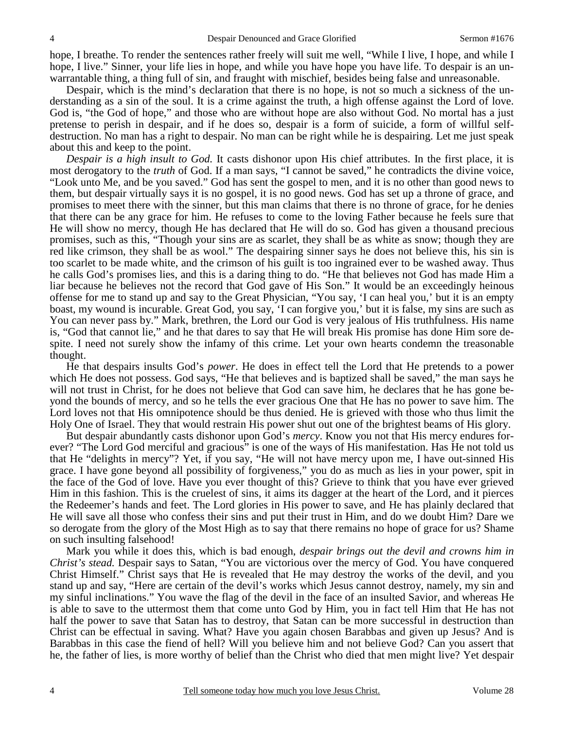hope, I breathe. To render the sentences rather freely will suit me well, "While I live, I hope, and while I hope, I live." Sinner, your life lies in hope, and while you have hope you have life. To despair is an unwarrantable thing, a thing full of sin, and fraught with mischief, besides being false and unreasonable.

Despair, which is the mind's declaration that there is no hope, is not so much a sickness of the understanding as a sin of the soul. It is a crime against the truth, a high offense against the Lord of love. God is, "the God of hope," and those who are without hope are also without God. No mortal has a just pretense to perish in despair, and if he does so, despair is a form of suicide, a form of willful self-destruction. No man has a right to despair. No man can be right while he is despairing. Let me just speak about this and keep to the point.

*Despair is a high insult to God.* It casts dishonor upon His chief attributes. In the first place, it is most derogatory to the *truth* of God. If a man says, "I cannot be saved," he contradicts the divine voice, "Look unto Me, and be you saved." God has sent the gospel to men, and it is no other than good news to them, but despair virtually says it is no gospel, it is no good news. God has set up a throne of grace, and promises to meet there with the sinner, but this man claims that there is no throne of grace, for he denies that there can be any grace for him. He refuses to come to the loving Father because he feels sure that He will show no mercy, though He has declared that He will do so. God has given a thousand precious promises, such as this, "Though your sins are as scarlet, they shall be as white as snow; though they are red like crimson, they shall be as wool." The despairing sinner says he does not believe this, his sin is too scarlet to be made white, and the crimson of his guilt is too ingrained ever to be washed away. Thus he calls God's promises lies, and this is a daring thing to do. "He that believes not God has made Him a liar because he believes not the record that God gave of His Son." It would be an exceedingly heinous offense for me to stand up and say to the Great Physician, "You say, 'I can heal you,' but it is an empty boast, my wound is incurable. Great God, you say, 'I can forgive you,' but it is false, my sins are such as You can never pass by." Mark, brethren, the Lord our God is very jealous of His truthfulness. His name is, "God that cannot lie," and he that dares to say that He will break His promise has done Him sore despite. I need not surely show the infamy of this crime. Let your own hearts condemn the treasonable thought.

He that despairs insults God's *power*. He does in effect tell the Lord that He pretends to a power which He does not possess. God says, "He that believes and is baptized shall be saved," the man says he will not trust in Christ, for he does not believe that God can save him, he declares that he has gone beyond the bounds of mercy, and so he tells the ever gracious One that He has no power to save him. The Lord loves not that His omnipotence should be thus denied. He is grieved with those who thus limit the Holy One of Israel. They that would restrain His power shut out one of the brightest beams of His glory.

But despair abundantly casts dishonor upon God's *mercy*. Know you not that His mercy endures forever? "The Lord God merciful and gracious" is one of the ways of His manifestation. Has He not told us that He "delights in mercy"? Yet, if you say, "He will not have mercy upon me, I have out-sinned His grace. I have gone beyond all possibility of forgiveness," you do as much as lies in your power, spit in the face of the God of love. Have you ever thought of this? Grieve to think that you have ever grieved Him in this fashion. This is the cruelest of sins, it aims its dagger at the heart of the Lord, and it pierces the Redeemer's hands and feet. The Lord glories in His power to save, and He has plainly declared that He will save all those who confess their sins and put their trust in Him, and do we doubt Him? Dare we so derogate from the glory of the Most High as to say that there remains no hope of grace for us? Shame on such insulting falsehood!

Mark you while it does this, which is bad enough, *despair brings out the devil and crowns him in Christ's stead.* Despair says to Satan, "You are victorious over the mercy of God. You have conquered Christ Himself." Christ says that He is revealed that He may destroy the works of the devil, and you stand up and say, "Here are certain of the devil's works which Jesus cannot destroy, namely, my sin and my sinful inclinations." You wave the flag of the devil in the face of an insulted Savior, and whereas He is able to save to the uttermost them that come unto God by Him, you in fact tell Him that He has not half the power to save that Satan has to destroy, that Satan can be more successful in destruction than Christ can be effectual in saving. What? Have you again chosen Barabbas and given up Jesus? And is Barabbas in this case the fiend of hell? Will you believe him and not believe God? Can you assert that he, the father of lies, is more worthy of belief than the Christ who died that men might live? Yet despair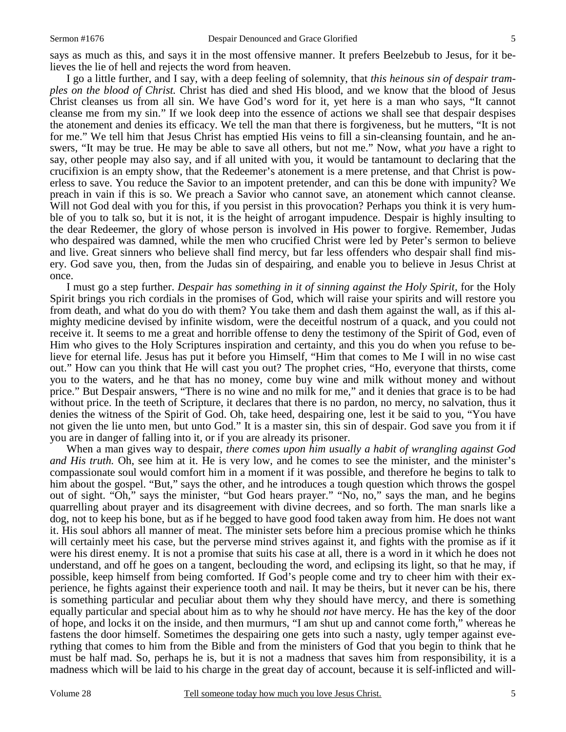says as much as this, and says it in the most offensive manner. It prefers Beelzebub to Jesus, for it believes the lie of hell and rejects the word from heaven.

I go a little further, and I say, with a deep feeling of solemnity, that *this heinous sin of despair tramples on the blood of Christ.* Christ has died and shed His blood, and we know that the blood of Jesus Christ cleanses us from all sin. We have God's word for it, yet here is a man who says, "It cannot cleanse me from my sin." If we look deep into the essence of actions we shall see that despair despises the atonement and denies its efficacy. We tell the man that there is forgiveness, but he mutters, "It is not for me." We tell him that Jesus Christ has emptied His veins to fill a sin-cleansing fountain, and he answers, "It may be true. He may be able to save all others, but not me." Now, what *you* have a right to say, other people may also say, and if all united with you, it would be tantamount to declaring that the crucifixion is an empty show, that the Redeemer's atonement is a mere pretense, and that Christ is powerless to save. You reduce the Savior to an impotent pretender, and can this be done with impunity? We preach in vain if this is so. We preach a Savior who cannot save, an atonement which cannot cleanse. Will not God deal with you for this, if you persist in this provocation? Perhaps you think it is very humble of you to talk so, but it is not, it is the height of arrogant impudence. Despair is highly insulting to the dear Redeemer, the glory of whose person is involved in His power to forgive. Remember, Judas who despaired was damned, while the men who crucified Christ were led by Peter's sermon to believe and live. Great sinners who believe shall find mercy, but far less offenders who despair shall find misery. God save you, then, from the Judas sin of despairing, and enable you to believe in Jesus Christ at once.

I must go a step further. *Despair has something in it of sinning against the Holy Spirit,* for the Holy Spirit brings you rich cordials in the promises of God, which will raise your spirits and will restore you from death, and what do you do with them? You take them and dash them against the wall, as if this almighty medicine devised by infinite wisdom, were the deceitful nostrum of a quack, and you could not receive it. It seems to me a great and horrible offense to deny the testimony of the Spirit of God, even of Him who gives to the Holy Scriptures inspiration and certainty, and this you do when you refuse to believe for eternal life. Jesus has put it before you Himself, "Him that comes to Me I will in no wise cast out." How can you think that He will cast you out? The prophet cries, "Ho, everyone that thirsts, come you to the waters, and he that has no money, come buy wine and milk without money and without price." But Despair answers, "There is no wine and no milk for me," and it denies that grace is to be had without price. In the teeth of Scripture, it declares that there is no pardon, no mercy, no salvation, thus it denies the witness of the Spirit of God. Oh, take heed, despairing one, lest it be said to you, "You have not given the lie unto men, but unto God." It is a master sin, this sin of despair. God save you from it if you are in danger of falling into it, or if you are already its prisoner.

When a man gives way to despair, *there comes upon him usually a habit of wrangling against God and His truth.* Oh, see him at it. He is very low, and he comes to see the minister, and the minister's compassionate soul would comfort him in a moment if it was possible, and therefore he begins to talk to him about the gospel. "But," says the other, and he introduces a tough question which throws the gospel out of sight. "Oh," says the minister, "but God hears prayer." "No, no," says the man, and he begins quarrelling about prayer and its disagreement with divine decrees, and so forth. The man snarls like a dog, not to keep his bone, but as if he begged to have good food taken away from him. He does not want it. His soul abhors all manner of meat. The minister sets before him a precious promise which he thinks will certainly meet his case, but the perverse mind strives against it, and fights with the promise as if it were his direst enemy. It is not a promise that suits his case at all, there is a word in it which he does not understand, and off he goes on a tangent, beclouding the word, and eclipsing its light, so that he may, if possible, keep himself from being comforted. If God's people come and try to cheer him with their experience, he fights against their experience tooth and nail. It may be theirs, but it never can be his, there is something particular and peculiar about them why they should have mercy, and there is something equally particular and special about him as to why he should *not* have mercy. He has the key of the door of hope, and locks it on the inside, and then murmurs, "I am shut up and cannot come forth," whereas he fastens the door himself. Sometimes the despairing one gets into such a nasty, ugly temper against everything that comes to him from the Bible and from the ministers of God that you begin to think that he must be half mad. So, perhaps he is, but it is not a madness that saves him from responsibility, it is a madness which will be laid to his charge in the great day of account, because it is self-inflicted and will-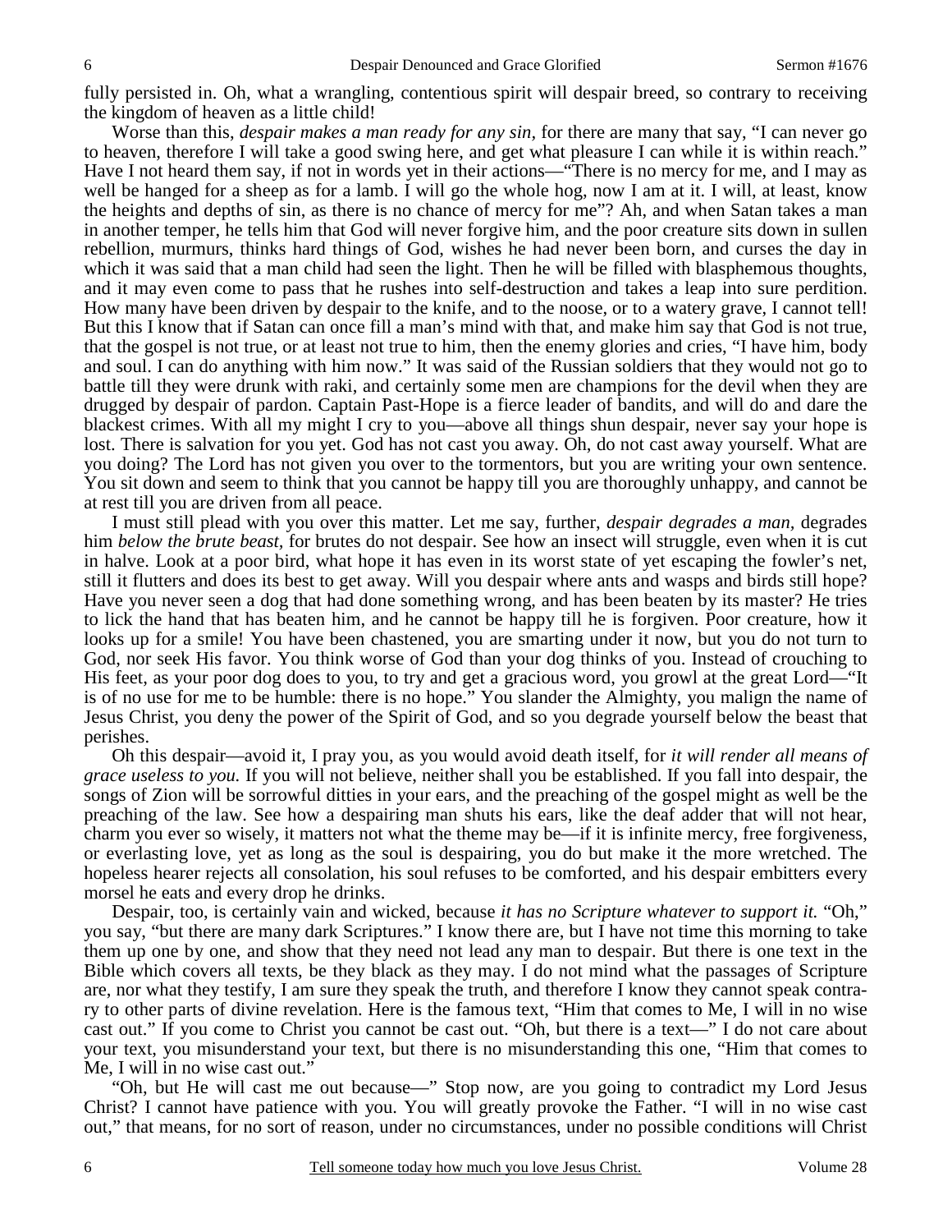fully persisted in. Oh, what a wrangling, contentious spirit will despair breed, so contrary to receiving the kingdom of heaven as a little child!

Worse than this, *despair makes a man ready for any sin,* for there are many that say, "I can never go to heaven, therefore I will take a good swing here, and get what pleasure I can while it is within reach." Have I not heard them say, if not in words yet in their actions—"There is no mercy for me, and I may as well be hanged for a sheep as for a lamb. I will go the whole hog, now I am at it. I will, at least, know the heights and depths of sin, as there is no chance of mercy for me"? Ah, and when Satan takes a man in another temper, he tells him that God will never forgive him, and the poor creature sits down in sullen rebellion, murmurs, thinks hard things of God, wishes he had never been born, and curses the day in which it was said that a man child had seen the light. Then he will be filled with blasphemous thoughts, and it may even come to pass that he rushes into self-destruction and takes a leap into sure perdition. How many have been driven by despair to the knife, and to the noose, or to a watery grave, I cannot tell! But this I know that if Satan can once fill a man's mind with that, and make him say that God is not true, that the gospel is not true, or at least not true to him, then the enemy glories and cries, "I have him, body and soul. I can do anything with him now." It was said of the Russian soldiers that they would not go to battle till they were drunk with raki, and certainly some men are champions for the devil when they are drugged by despair of pardon. Captain Past-Hope is a fierce leader of bandits, and will do and dare the blackest crimes. With all my might I cry to you—above all things shun despair, never say your hope is lost. There is salvation for you yet. God has not cast you away. Oh, do not cast away yourself. What are you doing? The Lord has not given you over to the tormentors, but you are writing your own sentence. You sit down and seem to think that you cannot be happy till you are thoroughly unhappy, and cannot be at rest till you are driven from all peace.

I must still plead with you over this matter. Let me say, further, *despair degrades a man,* degrades him *below the brute beast,* for brutes do not despair. See how an insect will struggle, even when it is cut in halve. Look at a poor bird, what hope it has even in its worst state of yet escaping the fowler's net, still it flutters and does its best to get away. Will you despair where ants and wasps and birds still hope? Have you never seen a dog that had done something wrong, and has been beaten by its master? He tries to lick the hand that has beaten him, and he cannot be happy till he is forgiven. Poor creature, how it looks up for a smile! You have been chastened, you are smarting under it now, but you do not turn to God, nor seek His favor. You think worse of God than your dog thinks of you. Instead of crouching to His feet, as your poor dog does to you, to try and get a gracious word, you growl at the great Lord—"It is of no use for me to be humble: there is no hope." You slander the Almighty, you malign the name of Jesus Christ, you deny the power of the Spirit of God, and so you degrade yourself below the beast that perishes.

Oh this despair—avoid it, I pray you, as you would avoid death itself, for *it will render all means of grace useless to you.* If you will not believe, neither shall you be established. If you fall into despair, the songs of Zion will be sorrowful ditties in your ears, and the preaching of the gospel might as well be the preaching of the law. See how a despairing man shuts his ears, like the deaf adder that will not hear, charm you ever so wisely, it matters not what the theme may be—if it is infinite mercy, free forgiveness, or everlasting love, yet as long as the soul is despairing, you do but make it the more wretched. The hopeless hearer rejects all consolation, his soul refuses to be comforted, and his despair embitters every morsel he eats and every drop he drinks.

Despair, too, is certainly vain and wicked, because *it has no Scripture whatever to support it.* "Oh," you say, "but there are many dark Scriptures." I know there are, but I have not time this morning to take them up one by one, and show that they need not lead any man to despair. But there is one text in the Bible which covers all texts, be they black as they may. I do not mind what the passages of Scripture are, nor what they testify, I am sure they speak the truth, and therefore I know they cannot speak contrary to other parts of divine revelation. Here is the famous text, "Him that comes to Me, I will in no wise cast out." If you come to Christ you cannot be cast out. "Oh, but there is a text—" I do not care about your text, you misunderstand your text, but there is no misunderstanding this one, "Him that comes to Me, I will in no wise cast out."

"Oh, but He will cast me out because—" Stop now, are you going to contradict my Lord Jesus Christ? I cannot have patience with you. You will greatly provoke the Father. "I will in no wise cast out," that means, for no sort of reason, under no circumstances, under no possible conditions will Christ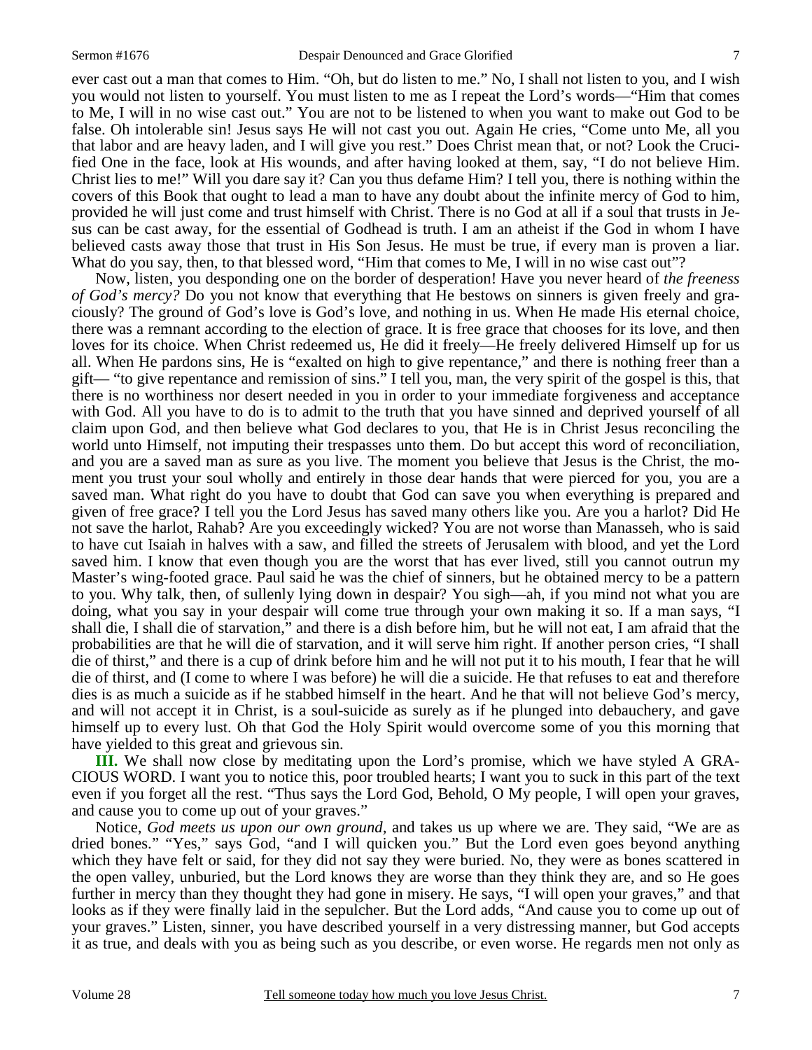ever cast out a man that comes to Him. "Oh, but do listen to me." No, I shall not listen to you, and I wish you would not listen to yourself. You must listen to me as I repeat the Lord's words—"Him that comes to Me, I will in no wise cast out." You are not to be listened to when you want to make out God to be false. Oh intolerable sin! Jesus says He will not cast you out. Again He cries, "Come unto Me, all you that labor and are heavy laden, and I will give you rest." Does Christ mean that, or not? Look the Crucified One in the face, look at His wounds, and after having looked at them, say, "I do not believe Him. Christ lies to me!" Will you dare say it? Can you thus defame Him? I tell you, there is nothing within the covers of this Book that ought to lead a man to have any doubt about the infinite mercy of God to him, provided he will just come and trust himself with Christ. There is no God at all if a soul that trusts in Jesus can be cast away, for the essential of Godhead is truth. I am an atheist if the God in whom I have believed casts away those that trust in His Son Jesus. He must be true, if every man is proven a liar. What do you say, then, to that blessed word, "Him that comes to Me, I will in no wise cast out"?

Now, listen, you desponding one on the border of desperation! Have you never heard of *the freeness of God's mercy?* Do you not know that everything that He bestows on sinners is given freely and graciously? The ground of God's love is God's love, and nothing in us. When He made His eternal choice, there was a remnant according to the election of grace. It is free grace that chooses for its love, and then loves for its choice. When Christ redeemed us, He did it freely—He freely delivered Himself up for us all. When He pardons sins, He is "exalted on high to give repentance," and there is nothing freer than a gift— "to give repentance and remission of sins." I tell you, man, the very spirit of the gospel is this, that there is no worthiness nor desert needed in you in order to your immediate forgiveness and acceptance with God. All you have to do is to admit to the truth that you have sinned and deprived yourself of all claim upon God, and then believe what God declares to you, that He is in Christ Jesus reconciling the world unto Himself, not imputing their trespasses unto them. Do but accept this word of reconciliation, and you are a saved man as sure as you live. The moment you believe that Jesus is the Christ, the moment you trust your soul wholly and entirely in those dear hands that were pierced for you, you are a saved man. What right do you have to doubt that God can save you when everything is prepared and given of free grace? I tell you the Lord Jesus has saved many others like you. Are you a harlot? Did He not save the harlot, Rahab? Are you exceedingly wicked? You are not worse than Manasseh, who is said to have cut Isaiah in halves with a saw, and filled the streets of Jerusalem with blood, and yet the Lord saved him. I know that even though you are the worst that has ever lived, still you cannot outrun my Master's wing-footed grace. Paul said he was the chief of sinners, but he obtained mercy to be a pattern to you. Why talk, then, of sullenly lying down in despair? You sigh—ah, if you mind not what you are doing, what you say in your despair will come true through your own making it so. If a man says, "I shall die, I shall die of starvation," and there is a dish before him, but he will not eat, I am afraid that the probabilities are that he will die of starvation, and it will serve him right. If another person cries, "I shall die of thirst," and there is a cup of drink before him and he will not put it to his mouth, I fear that he will die of thirst, and (I come to where I was before) he will die a suicide. He that refuses to eat and therefore dies is as much a suicide as if he stabbed himself in the heart. And he that will not believe God's mercy, and will not accept it in Christ, is a soul-suicide as surely as if he plunged into debauchery, and gave himself up to every lust. Oh that God the Holy Spirit would overcome some of you this morning that have yielded to this great and grievous sin.

**III.** We shall now close by meditating upon the Lord's promise, which we have styled A GRACIOUS WORD. I want you to notice this, poor troubled hearts; I want you to suck in this part of the text even if you forget all the rest. "Thus says the Lord God, Behold, O My people, I will open your graves, and cause you to come up out of your graves."

Notice, *God meets us upon our own ground*, and takes us up where we are. They said, "We are as dried bones." "Yes," says God, "and I will quicken you." But the Lord even goes beyond anything which they have felt or said, for they did not say they were buried. No, they were as bones scattered in the open valley, unburied, but the Lord knows they are worse than they think they are, and so He goes further in mercy than they thought they had gone in misery. He says, "I will open your graves," and that looks as if they were finally laid in the sepulcher. But the Lord adds, "And cause you to come up out of your graves." Listen, sinner, you have described yourself in a very distressing manner, but God accepts it as true, and deals with you as being such as you describe, or even worse. He regards men not only as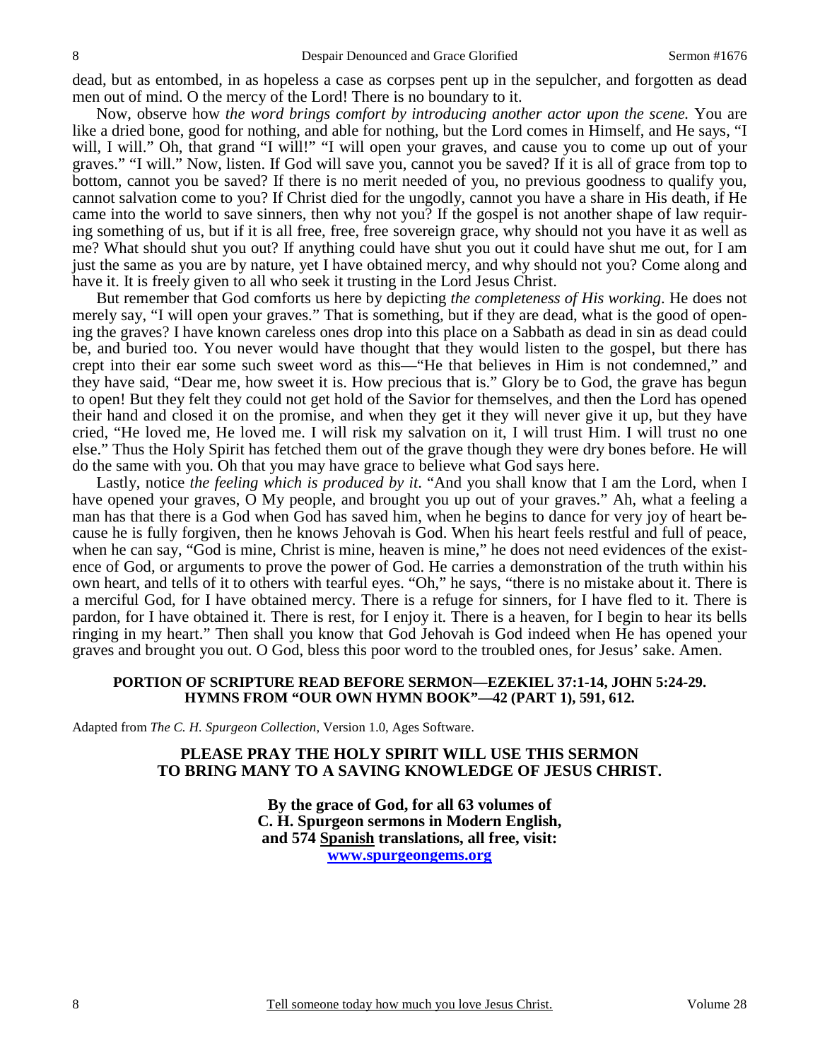dead, but as entombed, in as hopeless a case as corpses pent up in the sepulcher, and forgotten as dead men out of mind. O the mercy of the Lord! There is no boundary to it.

Now, observe how *the word brings comfort by introducing another actor upon the scene.* You are like a dried bone, good for nothing, and able for nothing, but the Lord comes in Himself, and He says, "I will, I will." Oh, that grand "I will!" "I will open your graves, and cause you to come up out of your graves." "I will." Now, listen. If God will save you, cannot you be saved? If it is all of grace from top to bottom, cannot you be saved? If there is no merit needed of you, no previous goodness to qualify you, cannot salvation come to you? If Christ died for the ungodly, cannot you have a share in His death, if He came into the world to save sinners, then why not you? If the gospel is not another shape of law requiring something of us, but if it is all free, free, free sovereign grace, why should not you have it as well as me? What should shut you out? If anything could have shut you out it could have shut me out, for I am just the same as you are by nature, yet I have obtained mercy, and why should not you? Come along and have it. It is freely given to all who seek it trusting in the Lord Jesus Christ.

But remember that God comforts us here by depicting *the completeness of His working*. He does not merely say, "I will open your graves." That is something, but if they are dead, what is the good of opening the graves? I have known careless ones drop into this place on a Sabbath as dead in sin as dead could be, and buried too. You never would have thought that they would listen to the gospel, but there has crept into their ear some such sweet word as this—"He that believes in Him is not condemned," and they have said, "Dear me, how sweet it is. How precious that is." Glory be to God, the grave has begun to open! But they felt they could not get hold of the Savior for themselves, and then the Lord has opened their hand and closed it on the promise, and when they get it they will never give it up, but they have cried, "He loved me, He loved me. I will risk my salvation on it, I will trust Him. I will trust no one else." Thus the Holy Spirit has fetched them out of the grave though they were dry bones before. He will do the same with you. Oh that you may have grace to believe what God says here.

Lastly, notice *the feeling which is produced by it*. "And you shall know that I am the Lord, when I have opened your graves, O My people, and brought you up out of your graves." Ah, what a feeling a man has that there is a God when God has saved him, when he begins to dance for very joy of heart because he is fully forgiven, then he knows Jehovah is God. When his heart feels restful and full of peace, when he can say, "God is mine, Christ is mine, heaven is mine," he does not need evidences of the existence of God, or arguments to prove the power of God. He carries a demonstration of the truth within his own heart, and tells of it to others with tearful eyes. "Oh," he says, "there is no mistake about it. There is a merciful God, for I have obtained mercy. There is a refuge for sinners, for I have fled to it. There is pardon, for I have obtained it. There is rest, for I enjoy it. There is a heaven, for I begin to hear its bells ringing in my heart." Then shall you know that God Jehovah is God indeed when He has opened your graves and brought you out. O God, bless this poor word to the troubled ones, for Jesus' sake. Amen.

**PORTION OF SCRIPTURE READ BEFORE SERMON—EZEKIEL 37:1-14, JOHN 5:24-29.**
**HYMNS FROM "OUR OWN HYMN BOOK"—42 (PART 1), 591, 612.**

Adapted from *The C. H. Spurgeon Collection*, Version 1.0, Ages Software.

**PLEASE PRAY THE HOLY SPIRIT WILL USE THIS SERMON TO BRING MANY TO A SAVING KNOWLEDGE OF JESUS CHRIST.**

**By the grace of God, for all 63 volumes of C. H. Spurgeon sermons in Modern English, and 574 Spanish translations, all free, visit: www.spurgeongems.org**